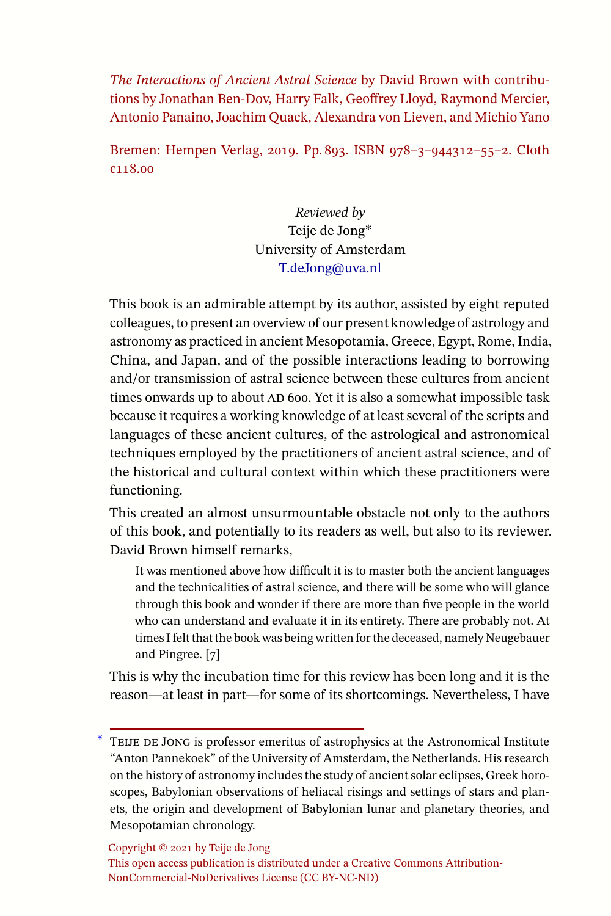*The Interactions of Ancient Astral Science* by David Brown with contributions by Jonathan Ben-Dov, Harry Falk, Geoffrey Lloyd, Raymond Mercier, Antonio Panaino, Joachim Quack, Alexandra von Lieven, and Michio Yano

Bremen: Hempen Verlag, 2019. Pp. 893. ISBN 978–3–944312–55–2. Cloth €118.00

*Reviewed by*
Teije de Jong*
University of Amsterdam
T.deJong@uva.nl

This book is an admirable attempt by its author, assisted by eight reputed colleagues, to present an overview of our present knowledge of astrology and astronomy as practiced in ancient Mesopotamia, Greece, Egypt, Rome, India, China, and Japan, and of the possible interactions leading to borrowing and/or transmission of astral science between these cultures from ancient times onwards up to about AD 600. Yet it is also a somewhat impossible task because it requires a working knowledge of at least several of the scripts and languages of these ancient cultures, of the astrological and astronomical techniques employed by the practitioners of ancient astral science, and of the historical and cultural context within which these practitioners were functioning.

This created an almost unsurmountable obstacle not only to the authors of this book, and potentially to its readers as well, but also to its reviewer. David Brown himself remarks,

> It was mentioned above how difficult it is to master both the ancient languages and the technicalities of astral science, and there will be some who will glance through this book and wonder if there are more than five people in the world who can understand and evaluate it in its entirety. There are probably not. At times I felt that the book was being written for the deceased, namely Neugebauer and Pingree. [7]

This is why the incubation time for this review has been long and it is the reason—at least in part—for some of its shortcomings. Nevertheless, I have

\* Teije de Jong is professor emeritus of astrophysics at the Astronomical Institute "Anton Pannekoek" of the University of Amsterdam, the Netherlands. His research on the history of astronomy includes the study of ancient solar eclipses, Greek horoscopes, Babylonian observations of heliacal risings and settings of stars and planets, the origin and development of Babylonian lunar and planetary theories, and Mesopotamian chronology.

Copyright © 2021 by Teije de Jong
This open access publication is distributed under a Creative Commons Attribution-NonCommercial-NoDerivatives License (CC BY-NC-ND)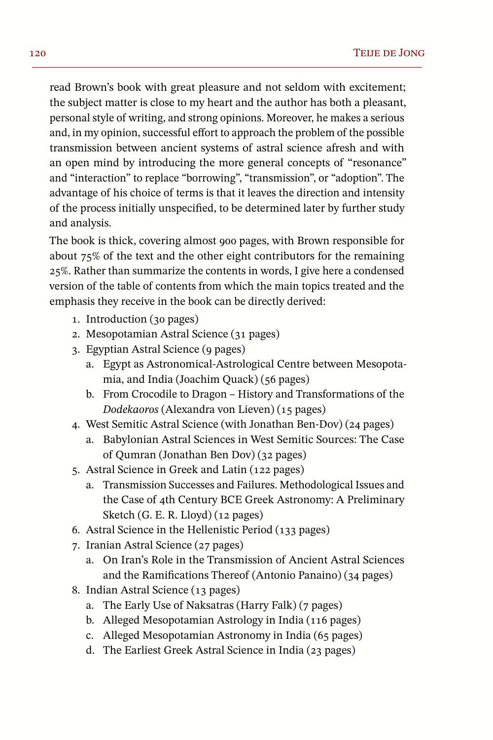read Brown's book with great pleasure and not seldom with excitement; the subject matter is close to my heart and the author has both a pleasant, personal style of writing, and strong opinions. Moreover, he makes a serious and, in my opinion, successful effort to approach the problem of the possible transmission between ancient systems of astral science afresh and with an open mind by introducing the more general concepts of "resonance" and "interaction" to replace "borrowing", "transmission", or "adoption". The advantage of his choice of terms is that it leaves the direction and intensity of the process initially unspecified, to be determined later by further study and analysis.

The book is thick, covering almost 900 pages, with Brown responsible for about 75% of the text and the other eight contributors for the remaining 25%. Rather than summarize the contents in words, I give here a condensed version of the table of contents from which the main topics treated and the emphasis they receive in the book can be directly derived:

1. Introduction (30 pages)
2. Mesopotamian Astral Science (31 pages)
3. Egyptian Astral Science (9 pages)
   a. Egypt as Astronomical-Astrological Centre between Mesopotamia, and India (Joachim Quack) (56 pages)
   b. From Crocodile to Dragon – History and Transformations of the *Dodekaoros* (Alexandra von Lieven) (15 pages)
4. West Semitic Astral Science (with Jonathan Ben-Dov) (24 pages)
   a. Babylonian Astral Sciences in West Semitic Sources: The Case of Qumran (Jonathan Ben Dov) (32 pages)
5. Astral Science in Greek and Latin (122 pages)
   a. Transmission Successes and Failures. Methodological Issues and the Case of 4th Century BCE Greek Astronomy: A Preliminary Sketch (G. E. R. Lloyd) (12 pages)
6. Astral Science in the Hellenistic Period (133 pages)
7. Iranian Astral Science (27 pages)
   a. On Iran's Role in the Transmission of Ancient Astral Sciences and the Ramifications Thereof (Antonio Panaino) (34 pages)
8. Indian Astral Science (13 pages)
   a. The Early Use of Naksatras (Harry Falk) (7 pages)
   b. Alleged Mesopotamian Astrology in India (116 pages)
   c. Alleged Mesopotamian Astronomy in India (65 pages)
   d. The Earliest Greek Astral Science in India (23 pages)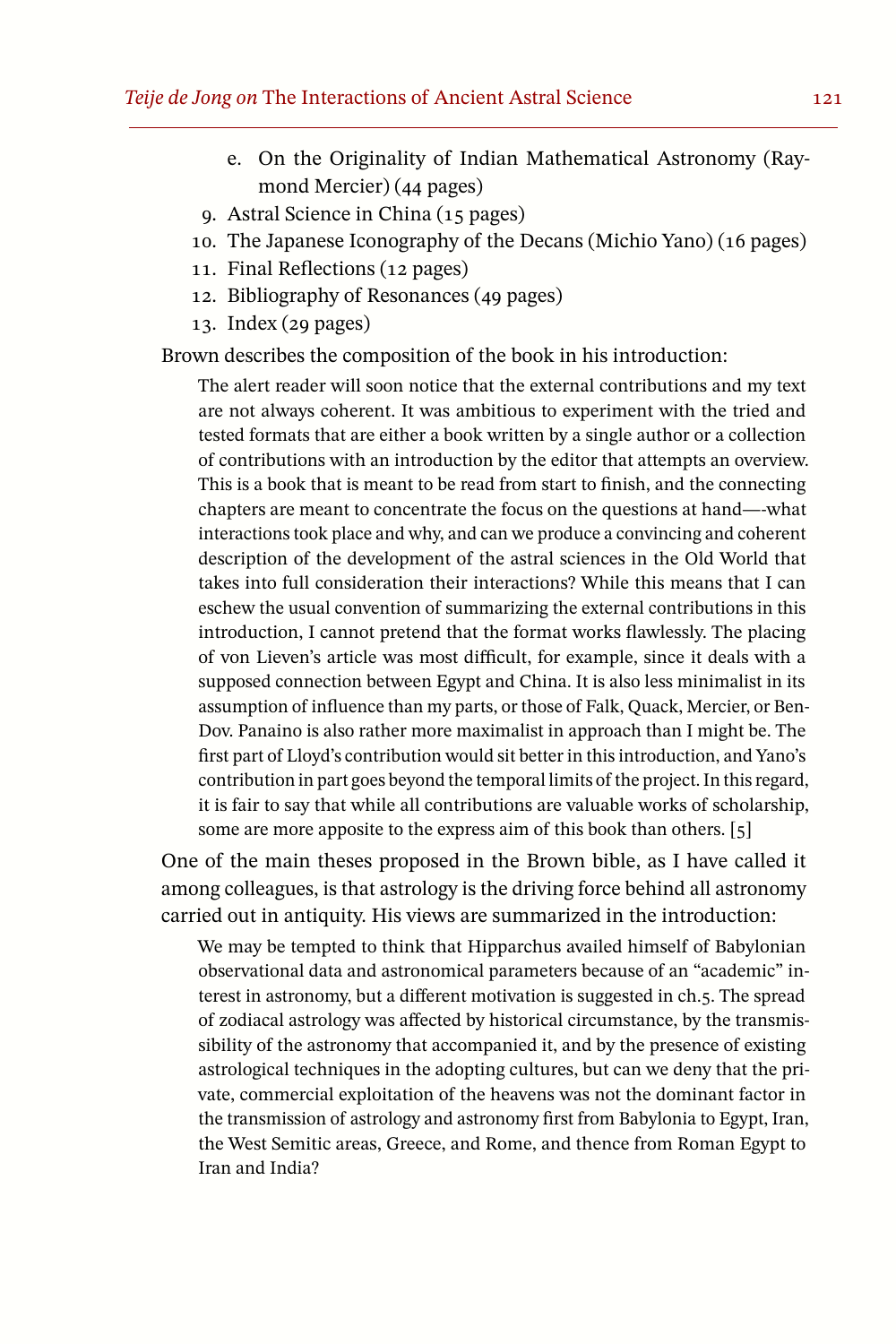e. On the Originality of Indian Mathematical Astronomy (Raymond Mercier) (44 pages)
9. Astral Science in China (15 pages)
10. The Japanese Iconography of the Decans (Michio Yano) (16 pages)
11. Final Reflections (12 pages)
12. Bibliography of Resonances (49 pages)
13. Index (29 pages)

Brown describes the composition of the book in his introduction:

> The alert reader will soon notice that the external contributions and my text are not always coherent. It was ambitious to experiment with the tried and tested formats that are either a book written by a single author or a collection of contributions with an introduction by the editor that attempts an overview. This is a book that is meant to be read from start to finish, and the connecting chapters are meant to concentrate the focus on the questions at hand—-what interactions took place and why, and can we produce a convincing and coherent description of the development of the astral sciences in the Old World that takes into full consideration their interactions? While this means that I can eschew the usual convention of summarizing the external contributions in this introduction, I cannot pretend that the format works flawlessly. The placing of von Lieven's article was most difficult, for example, since it deals with a supposed connection between Egypt and China. It is also less minimalist in its assumption of influence than my parts, or those of Falk, Quack, Mercier, or Ben-Dov. Panaino is also rather more maximalist in approach than I might be. The first part of Lloyd's contribution would sit better in this introduction, and Yano's contribution in part goes beyond the temporal limits of the project. In this regard, it is fair to say that while all contributions are valuable works of scholarship, some are more apposite to the express aim of this book than others. [5]

One of the main theses proposed in the Brown bible, as I have called it among colleagues, is that astrology is the driving force behind all astronomy carried out in antiquity. His views are summarized in the introduction:

> We may be tempted to think that Hipparchus availed himself of Babylonian observational data and astronomical parameters because of an "academic" interest in astronomy, but a different motivation is suggested in ch.5. The spread of zodiacal astrology was affected by historical circumstance, by the transmissibility of the astronomy that accompanied it, and by the presence of existing astrological techniques in the adopting cultures, but can we deny that the private, commercial exploitation of the heavens was not the dominant factor in the transmission of astrology and astronomy first from Babylonia to Egypt, Iran, the West Semitic areas, Greece, and Rome, and thence from Roman Egypt to Iran and India?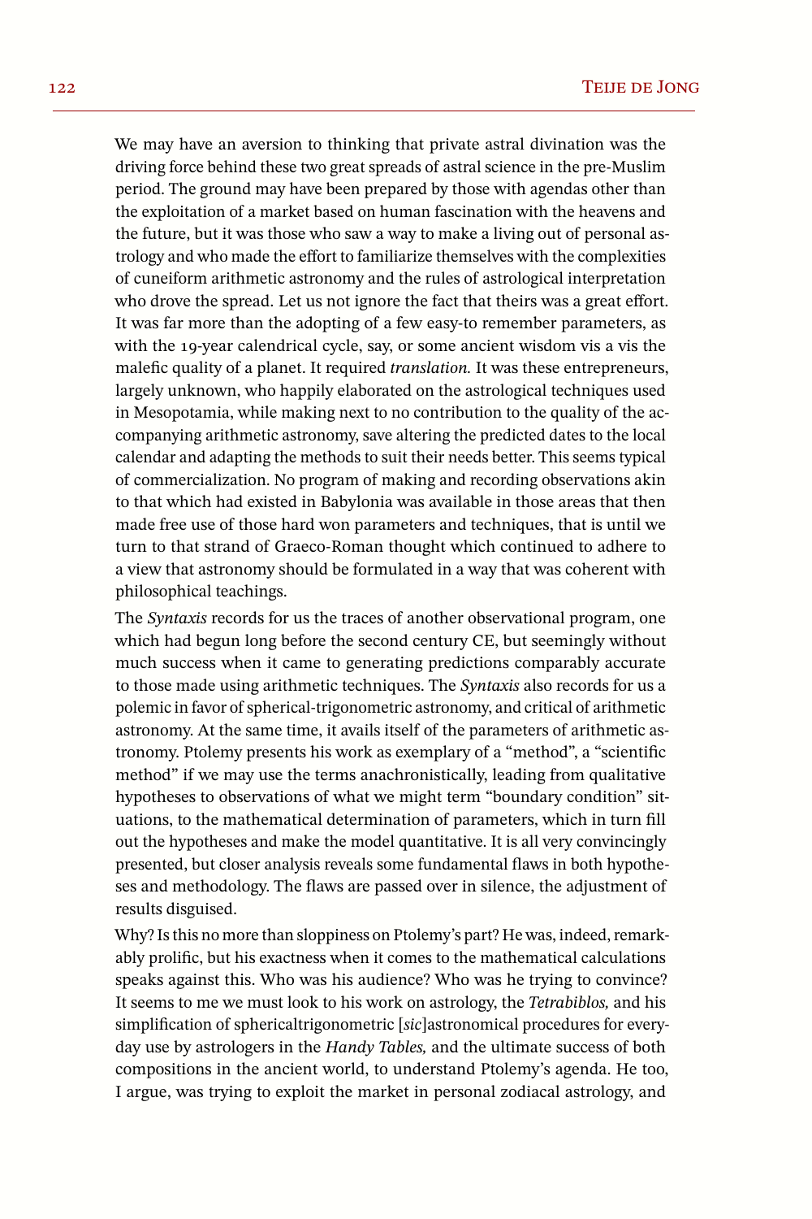We may have an aversion to thinking that private astral divination was the driving force behind these two great spreads of astral science in the pre-Muslim period. The ground may have been prepared by those with agendas other than the exploitation of a market based on human fascination with the heavens and the future, but it was those who saw a way to make a living out of personal astrology and who made the effort to familiarize themselves with the complexities of cuneiform arithmetic astronomy and the rules of astrological interpretation who drove the spread. Let us not ignore the fact that theirs was a great effort. It was far more than the adopting of a few easy-to remember parameters, as with the 19-year calendrical cycle, say, or some ancient wisdom vis a vis the malefic quality of a planet. It required *translation.* It was these entrepreneurs, largely unknown, who happily elaborated on the astrological techniques used in Mesopotamia, while making next to no contribution to the quality of the accompanying arithmetic astronomy, save altering the predicted dates to the local calendar and adapting the methods to suit their needs better. This seems typical of commercialization. No program of making and recording observations akin to that which had existed in Babylonia was available in those areas that then made free use of those hard won parameters and techniques, that is until we turn to that strand of Graeco-Roman thought which continued to adhere to a view that astronomy should be formulated in a way that was coherent with philosophical teachings.

The *Syntaxis* records for us the traces of another observational program, one which had begun long before the second century CE, but seemingly without much success when it came to generating predictions comparably accurate to those made using arithmetic techniques. The *Syntaxis* also records for us a polemic in favor of spherical-trigonometric astronomy, and critical of arithmetic astronomy. At the same time, it avails itself of the parameters of arithmetic astronomy. Ptolemy presents his work as exemplary of a "method", a "scientific method" if we may use the terms anachronistically, leading from qualitative hypotheses to observations of what we might term "boundary condition" situations, to the mathematical determination of parameters, which in turn fill out the hypotheses and make the model quantitative. It is all very convincingly presented, but closer analysis reveals some fundamental flaws in both hypotheses and methodology. The flaws are passed over in silence, the adjustment of results disguised.

Why? Is this no more than sloppiness on Ptolemy's part? He was, indeed, remarkably prolific, but his exactness when it comes to the mathematical calculations speaks against this. Who was his audience? Who was he trying to convince? It seems to me we must look to his work on astrology, the *Tetrabiblos,* and his simplification of sphericaltrigonometric [*sic*]astronomical procedures for everyday use by astrologers in the *Handy Tables,* and the ultimate success of both compositions in the ancient world, to understand Ptolemy's agenda. He too, I argue, was trying to exploit the market in personal zodiacal astrology, and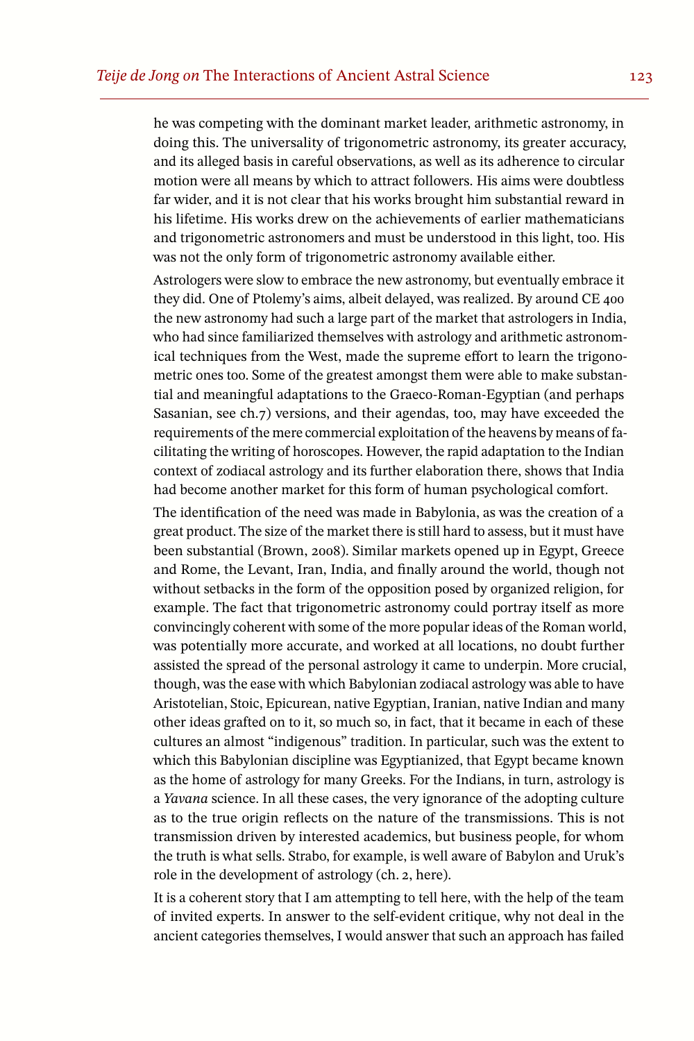he was competing with the dominant market leader, arithmetic astronomy, in doing this. The universality of trigonometric astronomy, its greater accuracy, and its alleged basis in careful observations, as well as its adherence to circular motion were all means by which to attract followers. His aims were doubtless far wider, and it is not clear that his works brought him substantial reward in his lifetime. His works drew on the achievements of earlier mathematicians and trigonometric astronomers and must be understood in this light, too. His was not the only form of trigonometric astronomy available either.

Astrologers were slow to embrace the new astronomy, but eventually embrace it they did. One of Ptolemy's aims, albeit delayed, was realized. By around CE 400 the new astronomy had such a large part of the market that astrologers in India, who had since familiarized themselves with astrology and arithmetic astronomical techniques from the West, made the supreme effort to learn the trigonometric ones too. Some of the greatest amongst them were able to make substantial and meaningful adaptations to the Graeco-Roman-Egyptian (and perhaps Sasanian, see ch.7) versions, and their agendas, too, may have exceeded the requirements of the mere commercial exploitation of the heavens by means of facilitating the writing of horoscopes. However, the rapid adaptation to the Indian context of zodiacal astrology and its further elaboration there, shows that India had become another market for this form of human psychological comfort.

The identification of the need was made in Babylonia, as was the creation of a great product. The size of the market there is still hard to assess, but it must have been substantial (Brown, 2008). Similar markets opened up in Egypt, Greece and Rome, the Levant, Iran, India, and finally around the world, though not without setbacks in the form of the opposition posed by organized religion, for example. The fact that trigonometric astronomy could portray itself as more convincingly coherent with some of the more popular ideas of the Roman world, was potentially more accurate, and worked at all locations, no doubt further assisted the spread of the personal astrology it came to underpin. More crucial, though, was the ease with which Babylonian zodiacal astrology was able to have Aristotelian, Stoic, Epicurean, native Egyptian, Iranian, native Indian and many other ideas grafted on to it, so much so, in fact, that it became in each of these cultures an almost "indigenous" tradition. In particular, such was the extent to which this Babylonian discipline was Egyptianized, that Egypt became known as the home of astrology for many Greeks. For the Indians, in turn, astrology is a *Yavana* science. In all these cases, the very ignorance of the adopting culture as to the true origin reflects on the nature of the transmissions. This is not transmission driven by interested academics, but business people, for whom the truth is what sells. Strabo, for example, is well aware of Babylon and Uruk's role in the development of astrology (ch. 2, here).

It is a coherent story that I am attempting to tell here, with the help of the team of invited experts. In answer to the self-evident critique, why not deal in the ancient categories themselves, I would answer that such an approach has failed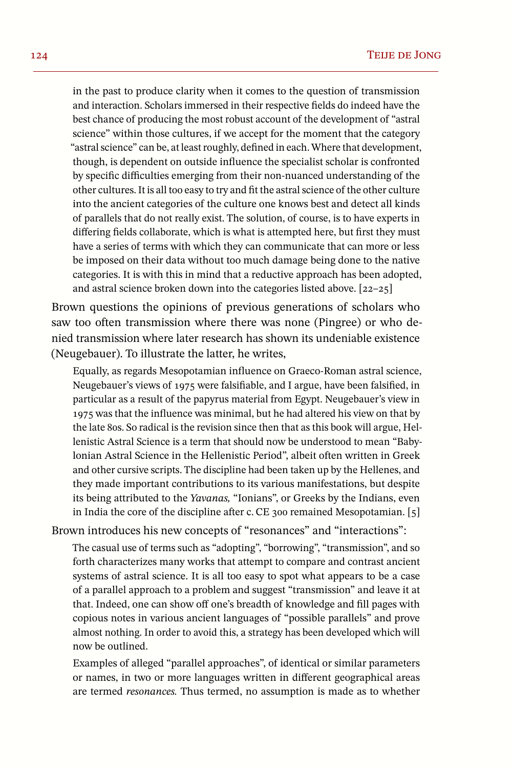> in the past to produce clarity when it comes to the question of transmission and interaction. Scholars immersed in their respective fields do indeed have the best chance of producing the most robust account of the development of "astral science" within those cultures, if we accept for the moment that the category "astral science" can be, at least roughly, defined in each. Where that development, though, is dependent on outside influence the specialist scholar is confronted by specific difficulties emerging from their non-nuanced understanding of the other cultures. It is all too easy to try and fit the astral science of the other culture into the ancient categories of the culture one knows best and detect all kinds of parallels that do not really exist. The solution, of course, is to have experts in differing fields collaborate, which is what is attempted here, but first they must have a series of terms with which they can communicate that can more or less be imposed on their data without too much damage being done to the native categories. It is with this in mind that a reductive approach has been adopted, and astral science broken down into the categories listed above. [22–25]

Brown questions the opinions of previous generations of scholars who saw too often transmission where there was none (Pingree) or who denied transmission where later research has shown its undeniable existence (Neugebauer). To illustrate the latter, he writes,

> Equally, as regards Mesopotamian influence on Graeco-Roman astral science, Neugebauer's views of 1975 were falsifiable, and I argue, have been falsified, in particular as a result of the papyrus material from Egypt. Neugebauer's view in 1975 was that the influence was minimal, but he had altered his view on that by the late 80s. So radical is the revision since then that as this book will argue, Hellenistic Astral Science is a term that should now be understood to mean "Babylonian Astral Science in the Hellenistic Period", albeit often written in Greek and other cursive scripts. The discipline had been taken up by the Hellenes, and they made important contributions to its various manifestations, but despite its being attributed to the *Yavanas,* "Ionians", or Greeks by the Indians, even in India the core of the discipline after c. CE 300 remained Mesopotamian. [5]

Brown introduces his new concepts of "resonances" and "interactions":

> The casual use of terms such as "adopting", "borrowing", "transmission", and so forth characterizes many works that attempt to compare and contrast ancient systems of astral science. It is all too easy to spot what appears to be a case of a parallel approach to a problem and suggest "transmission" and leave it at that. Indeed, one can show off one's breadth of knowledge and fill pages with copious notes in various ancient languages of "possible parallels" and prove almost nothing. In order to avoid this, a strategy has been developed which will now be outlined.
>
> Examples of alleged "parallel approaches", of identical or similar parameters or names, in two or more languages written in different geographical areas are termed *resonances.* Thus termed, no assumption is made as to whether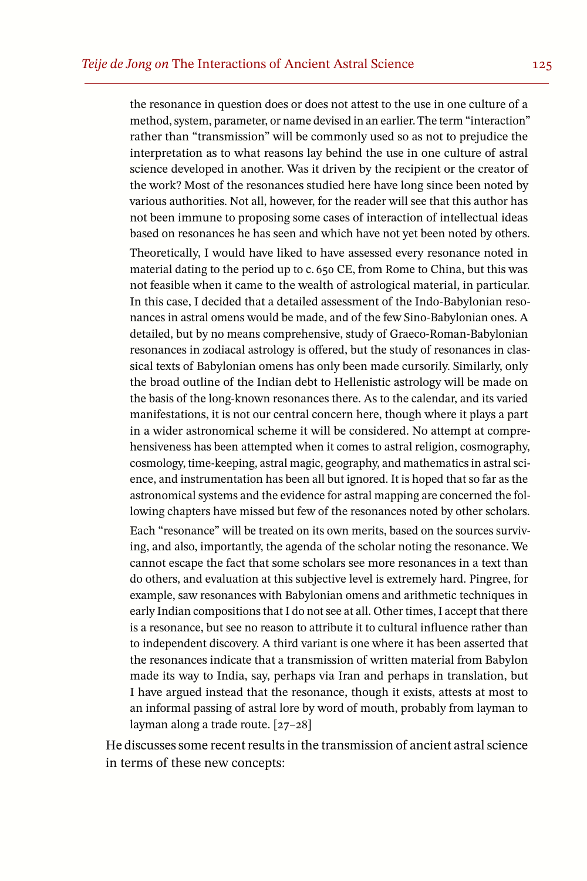> the resonance in question does or does not attest to the use in one culture of a method, system, parameter, or name devised in an earlier. The term "interaction" rather than "transmission" will be commonly used so as not to prejudice the interpretation as to what reasons lay behind the use in one culture of astral science developed in another. Was it driven by the recipient or the creator of the work? Most of the resonances studied here have long since been noted by various authorities. Not all, however, for the reader will see that this author has not been immune to proposing some cases of interaction of intellectual ideas based on resonances he has seen and which have not yet been noted by others.
>
> Theoretically, I would have liked to have assessed every resonance noted in material dating to the period up to c. 650 CE, from Rome to China, but this was not feasible when it came to the wealth of astrological material, in particular. In this case, I decided that a detailed assessment of the Indo-Babylonian resonances in astral omens would be made, and of the few Sino-Babylonian ones. A detailed, but by no means comprehensive, study of Graeco-Roman-Babylonian resonances in zodiacal astrology is offered, but the study of resonances in classical texts of Babylonian omens has only been made cursorily. Similarly, only the broad outline of the Indian debt to Hellenistic astrology will be made on the basis of the long-known resonances there. As to the calendar, and its varied manifestations, it is not our central concern here, though where it plays a part in a wider astronomical scheme it will be considered. No attempt at comprehensiveness has been attempted when it comes to astral religion, cosmography, cosmology, time-keeping, astral magic, geography, and mathematics in astral science, and instrumentation has been all but ignored. It is hoped that so far as the astronomical systems and the evidence for astral mapping are concerned the following chapters have missed but few of the resonances noted by other scholars.
>
> Each "resonance" will be treated on its own merits, based on the sources surviving, and also, importantly, the agenda of the scholar noting the resonance. We cannot escape the fact that some scholars see more resonances in a text than do others, and evaluation at this subjective level is extremely hard. Pingree, for example, saw resonances with Babylonian omens and arithmetic techniques in early Indian compositions that I do not see at all. Other times, I accept that there is a resonance, but see no reason to attribute it to cultural influence rather than to independent discovery. A third variant is one where it has been asserted that the resonances indicate that a transmission of written material from Babylon made its way to India, say, perhaps via Iran and perhaps in translation, but I have argued instead that the resonance, though it exists, attests at most to an informal passing of astral lore by word of mouth, probably from layman to layman along a trade route. [27–28]

He discusses some recent results in the transmission of ancient astral science in terms of these new concepts: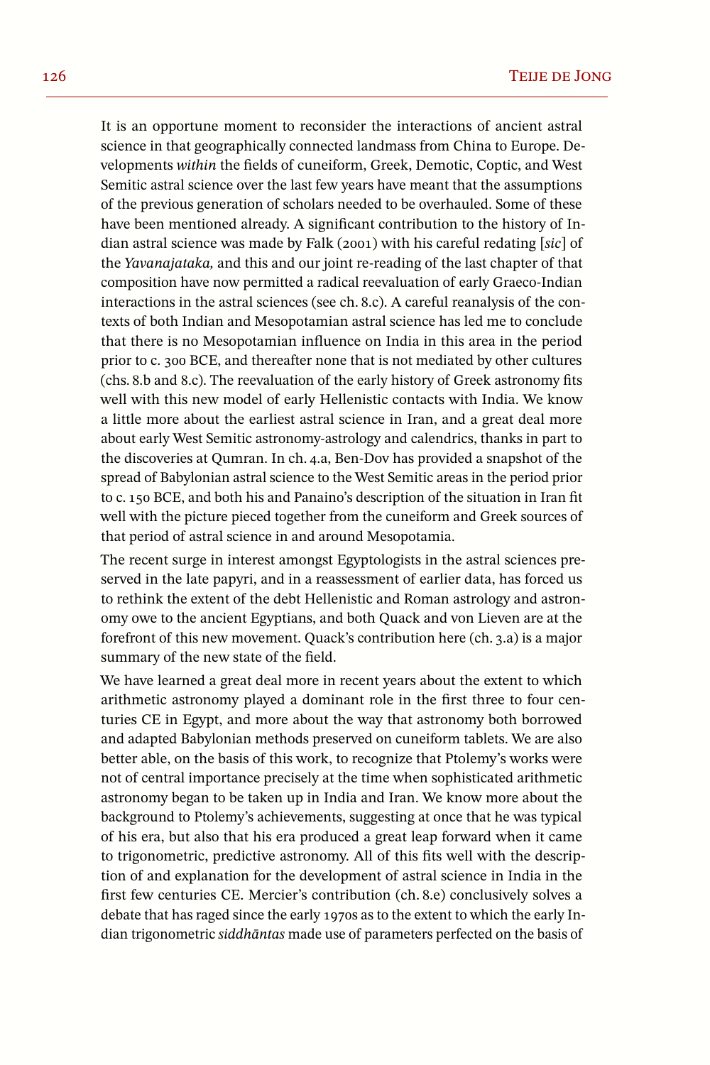It is an opportune moment to reconsider the interactions of ancient astral science in that geographically connected landmass from China to Europe. Developments *within* the fields of cuneiform, Greek, Demotic, Coptic, and West Semitic astral science over the last few years have meant that the assumptions of the previous generation of scholars needed to be overhauled. Some of these have been mentioned already. A significant contribution to the history of Indian astral science was made by Falk (2001) with his careful redating [*sic*] of the *Yavanajataka,* and this and our joint re-reading of the last chapter of that composition have now permitted a radical reevaluation of early Graeco-Indian interactions in the astral sciences (see ch. 8.c). A careful reanalysis of the contexts of both Indian and Mesopotamian astral science has led me to conclude that there is no Mesopotamian influence on India in this area in the period prior to c. 300 BCE, and thereafter none that is not mediated by other cultures (chs. 8.b and 8.c). The reevaluation of the early history of Greek astronomy fits well with this new model of early Hellenistic contacts with India. We know a little more about the earliest astral science in Iran, and a great deal more about early West Semitic astronomy-astrology and calendrics, thanks in part to the discoveries at Qumran. In ch. 4.a, Ben-Dov has provided a snapshot of the spread of Babylonian astral science to the West Semitic areas in the period prior to c. 150 BCE, and both his and Panaino's description of the situation in Iran fit well with the picture pieced together from the cuneiform and Greek sources of that period of astral science in and around Mesopotamia.

The recent surge in interest amongst Egyptologists in the astral sciences preserved in the late papyri, and in a reassessment of earlier data, has forced us to rethink the extent of the debt Hellenistic and Roman astrology and astronomy owe to the ancient Egyptians, and both Quack and von Lieven are at the forefront of this new movement. Quack's contribution here (ch. 3.a) is a major summary of the new state of the field.

We have learned a great deal more in recent years about the extent to which arithmetic astronomy played a dominant role in the first three to four centuries CE in Egypt, and more about the way that astronomy both borrowed and adapted Babylonian methods preserved on cuneiform tablets. We are also better able, on the basis of this work, to recognize that Ptolemy's works were not of central importance precisely at the time when sophisticated arithmetic astronomy began to be taken up in India and Iran. We know more about the background to Ptolemy's achievements, suggesting at once that he was typical of his era, but also that his era produced a great leap forward when it came to trigonometric, predictive astronomy. All of this fits well with the description of and explanation for the development of astral science in India in the first few centuries CE. Mercier's contribution (ch. 8.e) conclusively solves a debate that has raged since the early 1970s as to the extent to which the early Indian trigonometric *siddhāntas* made use of parameters perfected on the basis of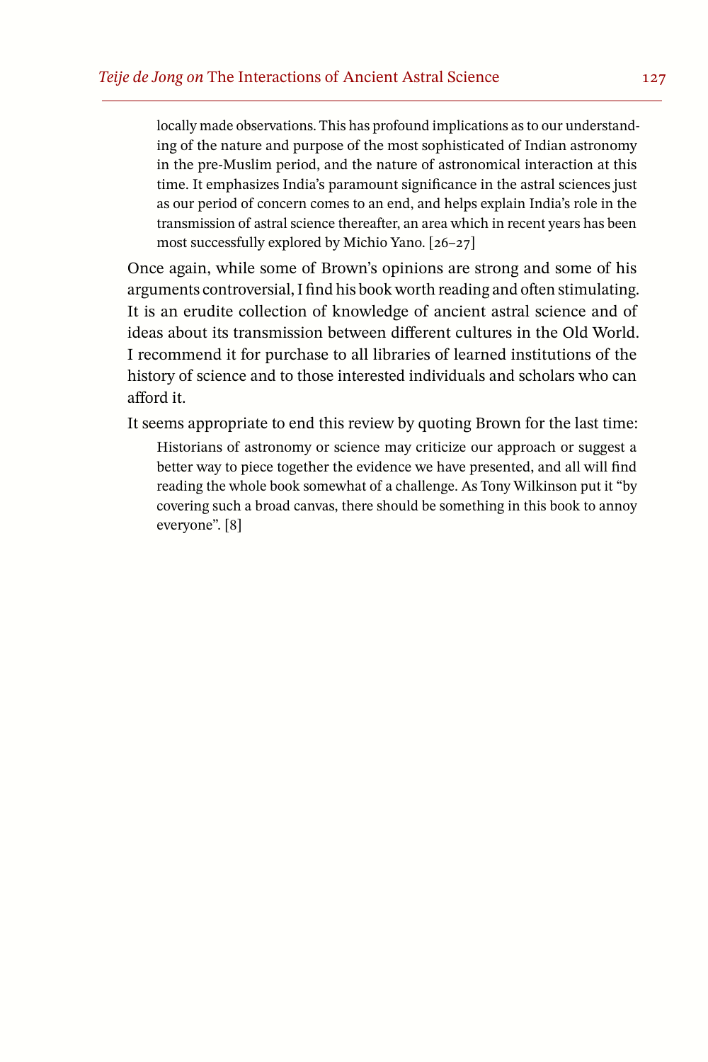> locally made observations. This has profound implications as to our understanding of the nature and purpose of the most sophisticated of Indian astronomy in the pre-Muslim period, and the nature of astronomical interaction at this time. It emphasizes India's paramount significance in the astral sciences just as our period of concern comes to an end, and helps explain India's role in the transmission of astral science thereafter, an area which in recent years has been most successfully explored by Michio Yano. [26–27]

Once again, while some of Brown's opinions are strong and some of his arguments controversial, I find his book worth reading and often stimulating. It is an erudite collection of knowledge of ancient astral science and of ideas about its transmission between different cultures in the Old World. I recommend it for purchase to all libraries of learned institutions of the history of science and to those interested individuals and scholars who can afford it.

It seems appropriate to end this review by quoting Brown for the last time:

> Historians of astronomy or science may criticize our approach or suggest a better way to piece together the evidence we have presented, and all will find reading the whole book somewhat of a challenge. As Tony Wilkinson put it "by covering such a broad canvas, there should be something in this book to annoy everyone". [8]